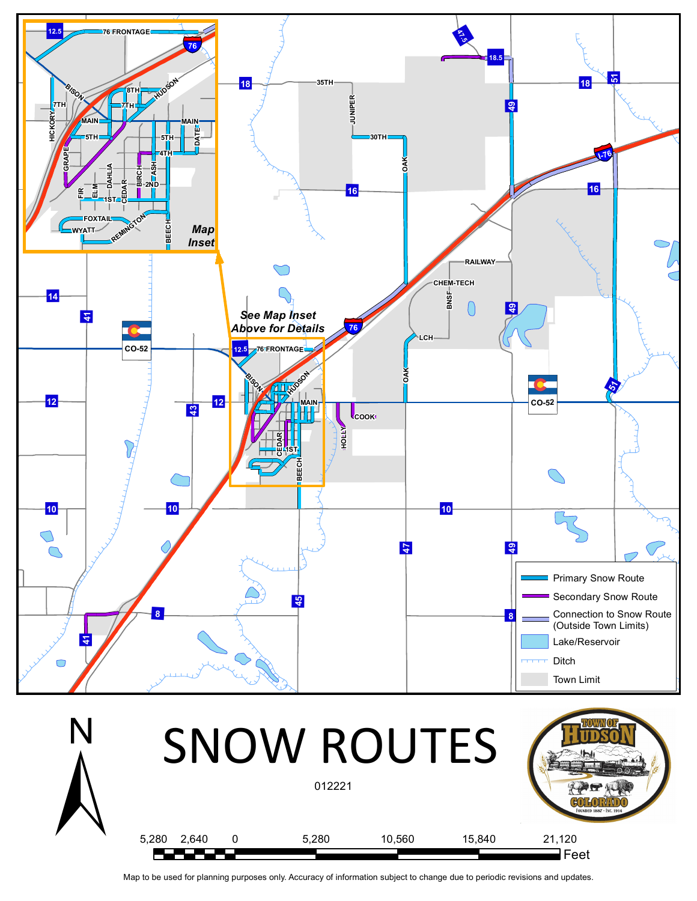# SNOW ROUTES

012221

**Legend**

- Primary Snow Route
- Secondary Snow Route
- Connection to Snow Route (Outside Town Limits)
- Lake/Reservoir
- Ditch
- Town Limit

*See Map Inset Above for Details*

*Map Inset*

Scale: 5,280 2,640 0 5,280 10,560 15,840 21,120 Feet

Map to be used for planning purposes only. Accuracy of information subject to change due to periodic revisions and updates.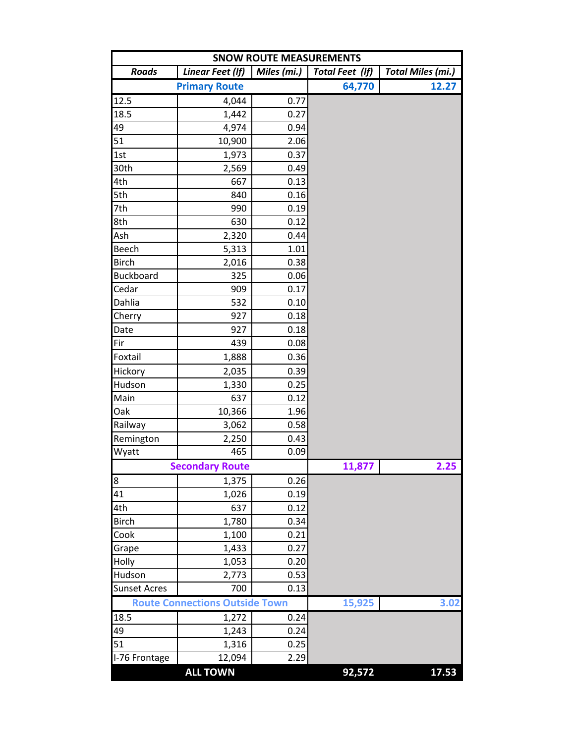| SNOW ROUTE MEASUREMENTS | | | | |
|---|---|---|---|---|
| ***Roads*** | ***Linear Feet (lf)*** | ***Miles (mi.)*** | ***Total Feet (lf)*** | ***Total Miles (mi.)*** |
| **Primary Route** | | | **64,770** | **12.27** |
| 12.5 | 4,044 | 0.77 | | |
| 18.5 | 1,442 | 0.27 | | |
| 49 | 4,974 | 0.94 | | |
| 51 | 10,900 | 2.06 | | |
| 1st | 1,973 | 0.37 | | |
| 30th | 2,569 | 0.49 | | |
| 4th | 667 | 0.13 | | |
| 5th | 840 | 0.16 | | |
| 7th | 990 | 0.19 | | |
| 8th | 630 | 0.12 | | |
| Ash | 2,320 | 0.44 | | |
| Beech | 5,313 | 1.01 | | |
| Birch | 2,016 | 0.38 | | |
| Buckboard | 325 | 0.06 | | |
| Cedar | 909 | 0.17 | | |
| Dahlia | 532 | 0.10 | | |
| Cherry | 927 | 0.18 | | |
| Date | 927 | 0.18 | | |
| Fir | 439 | 0.08 | | |
| Foxtail | 1,888 | 0.36 | | |
| Hickory | 2,035 | 0.39 | | |
| Hudson | 1,330 | 0.25 | | |
| Main | 637 | 0.12 | | |
| Oak | 10,366 | 1.96 | | |
| Railway | 3,062 | 0.58 | | |
| Remington | 2,250 | 0.43 | | |
| Wyatt | 465 | 0.09 | | |
| **Secondary Route** | | | **11,877** | **2.25** |
| 8 | 1,375 | 0.26 | | |
| 41 | 1,026 | 0.19 | | |
| 4th | 637 | 0.12 | | |
| Birch | 1,780 | 0.34 | | |
| Cook | 1,100 | 0.21 | | |
| Grape | 1,433 | 0.27 | | |
| Holly | 1,053 | 0.20 | | |
| Hudson | 2,773 | 0.53 | | |
| Sunset Acres | 700 | 0.13 | | |
| **Route Connections Outside Town** | | | **15,925** | **3.02** |
| 18.5 | 1,272 | 0.24 | | |
| 49 | 1,243 | 0.24 | | |
| 51 | 1,316 | 0.25 | | |
| I-76 Frontage | 12,094 | 2.29 | | |
| **ALL TOWN** | | | **92,572** | **17.53** |